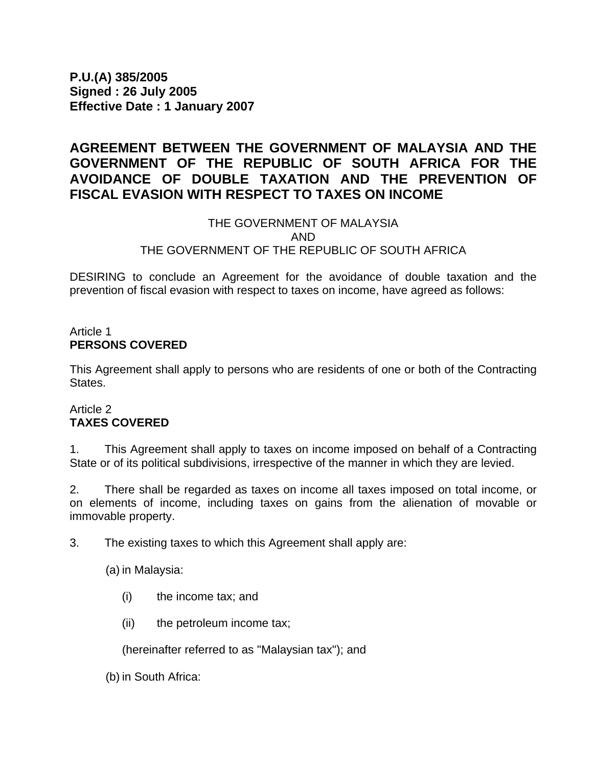**P.U.(A) 385/2005**
**Signed : 26 July 2005**
**Effective Date : 1 January 2007**

# AGREEMENT BETWEEN THE GOVERNMENT OF MALAYSIA AND THE GOVERNMENT OF THE REPUBLIC OF SOUTH AFRICA FOR THE AVOIDANCE OF DOUBLE TAXATION AND THE PREVENTION OF FISCAL EVASION WITH RESPECT TO TAXES ON INCOME

THE GOVERNMENT OF MALAYSIA
AND
THE GOVERNMENT OF THE REPUBLIC OF SOUTH AFRICA

DESIRING to conclude an Agreement for the avoidance of double taxation and the prevention of fiscal evasion with respect to taxes on income, have agreed as follows:

## Article 1
**PERSONS COVERED**

This Agreement shall apply to persons who are residents of one or both of the Contracting States.

## Article 2
**TAXES COVERED**

1. This Agreement shall apply to taxes on income imposed on behalf of a Contracting State or of its political subdivisions, irrespective of the manner in which they are levied.

2. There shall be regarded as taxes on income all taxes imposed on total income, or on elements of income, including taxes on gains from the alienation of movable or immovable property.

3. The existing taxes to which this Agreement shall apply are:

(a) in Malaysia:

(i) the income tax; and

(ii) the petroleum income tax;

(hereinafter referred to as "Malaysian tax"); and

(b) in South Africa: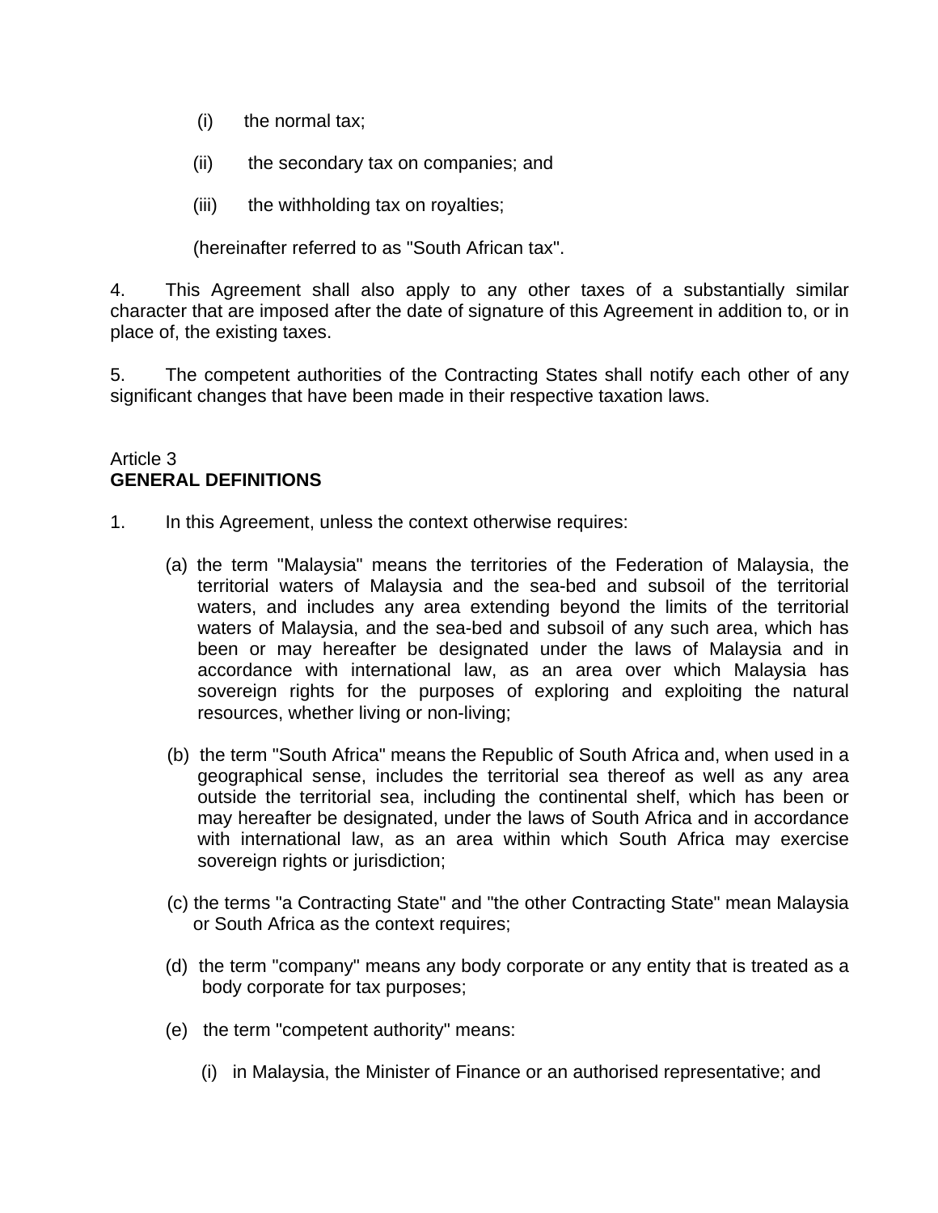(i) the normal tax;

(ii) the secondary tax on companies; and

(iii) the withholding tax on royalties;

(hereinafter referred to as "South African tax".

4. This Agreement shall also apply to any other taxes of a substantially similar character that are imposed after the date of signature of this Agreement in addition to, or in place of, the existing taxes.

5. The competent authorities of the Contracting States shall notify each other of any significant changes that have been made in their respective taxation laws.

Article 3
**GENERAL DEFINITIONS**

1. In this Agreement, unless the context otherwise requires:

(a) the term "Malaysia" means the territories of the Federation of Malaysia, the territorial waters of Malaysia and the sea-bed and subsoil of the territorial waters, and includes any area extending beyond the limits of the territorial waters of Malaysia, and the sea-bed and subsoil of any such area, which has been or may hereafter be designated under the laws of Malaysia and in accordance with international law, as an area over which Malaysia has sovereign rights for the purposes of exploring and exploiting the natural resources, whether living or non-living;

(b) the term "South Africa" means the Republic of South Africa and, when used in a geographical sense, includes the territorial sea thereof as well as any area outside the territorial sea, including the continental shelf, which has been or may hereafter be designated, under the laws of South Africa and in accordance with international law, as an area within which South Africa may exercise sovereign rights or jurisdiction;

(c) the terms "a Contracting State" and "the other Contracting State" mean Malaysia or South Africa as the context requires;

(d) the term "company" means any body corporate or any entity that is treated as a body corporate for tax purposes;

(e) the term "competent authority" means:

(i) in Malaysia, the Minister of Finance or an authorised representative; and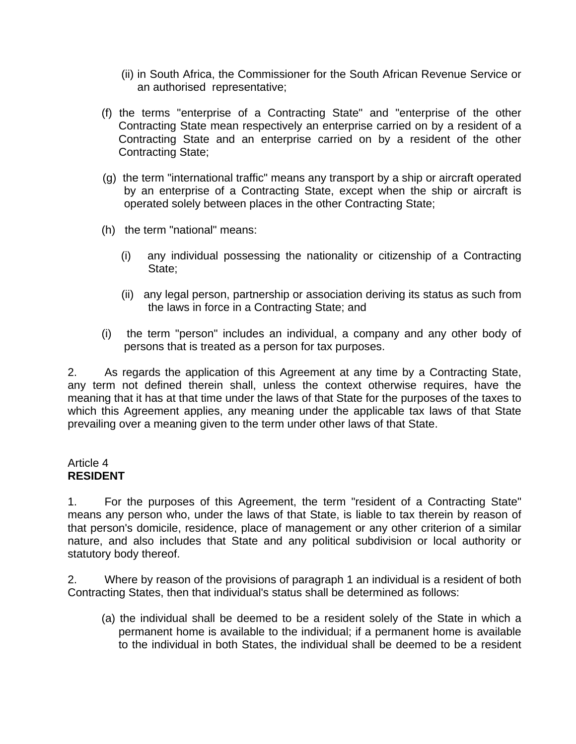(ii) in South Africa, the Commissioner for the South African Revenue Service or an authorised representative;

(f) the terms "enterprise of a Contracting State" and "enterprise of the other Contracting State mean respectively an enterprise carried on by a resident of a Contracting State and an enterprise carried on by a resident of the other Contracting State;

(g) the term "international traffic" means any transport by a ship or aircraft operated by an enterprise of a Contracting State, except when the ship or aircraft is operated solely between places in the other Contracting State;

(h) the term "national" means:

(i) any individual possessing the nationality or citizenship of a Contracting State;

(ii) any legal person, partnership or association deriving its status as such from the laws in force in a Contracting State; and

(i) the term "person" includes an individual, a company and any other body of persons that is treated as a person for tax purposes.

2. As regards the application of this Agreement at any time by a Contracting State, any term not defined therein shall, unless the context otherwise requires, have the meaning that it has at that time under the laws of that State for the purposes of the taxes to which this Agreement applies, any meaning under the applicable tax laws of that State prevailing over a meaning given to the term under other laws of that State.

Article 4
**RESIDENT**

1. For the purposes of this Agreement, the term "resident of a Contracting State" means any person who, under the laws of that State, is liable to tax therein by reason of that person's domicile, residence, place of management or any other criterion of a similar nature, and also includes that State and any political subdivision or local authority or statutory body thereof.

2. Where by reason of the provisions of paragraph 1 an individual is a resident of both Contracting States, then that individual's status shall be determined as follows:

(a) the individual shall be deemed to be a resident solely of the State in which a permanent home is available to the individual; if a permanent home is available to the individual in both States, the individual shall be deemed to be a resident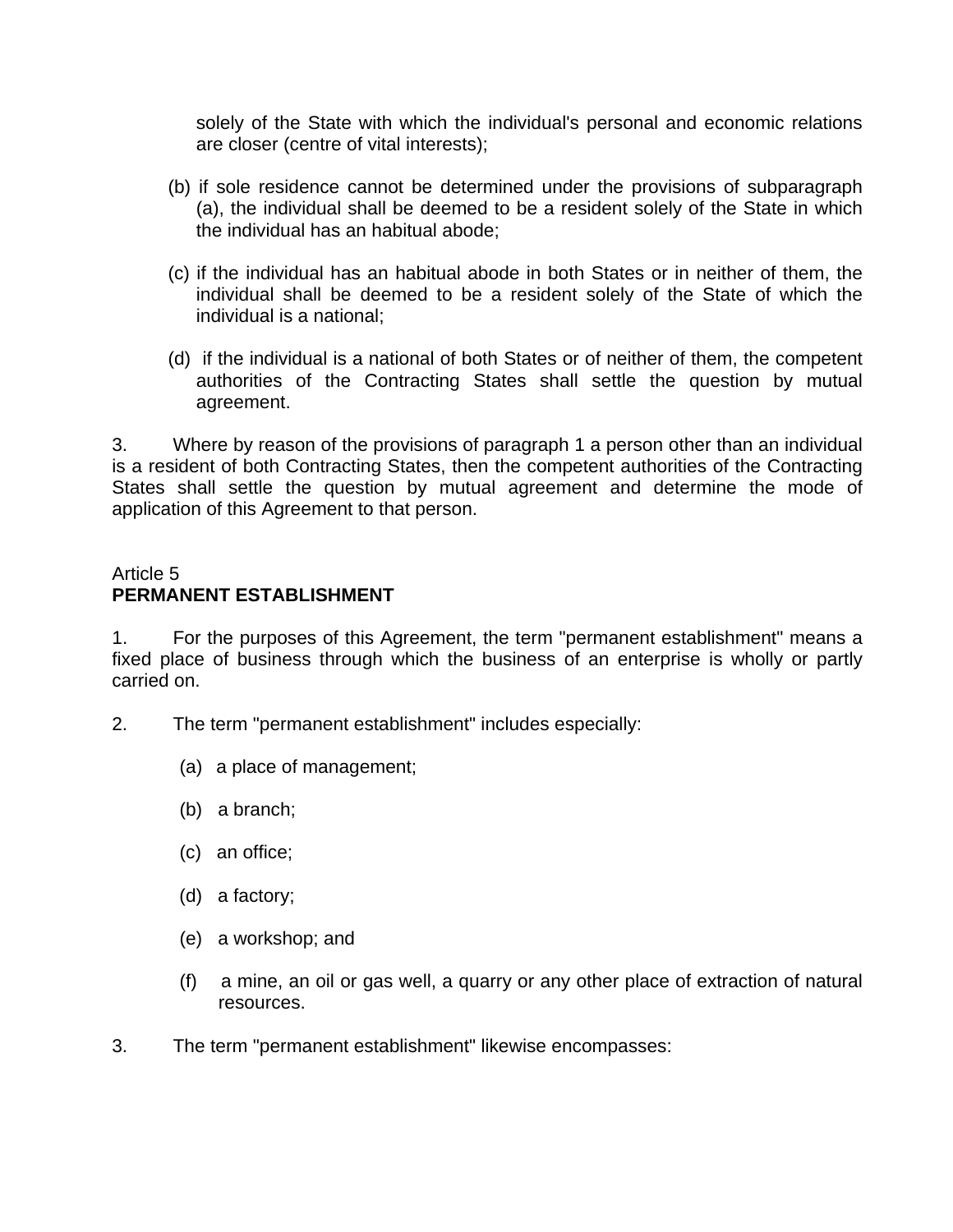solely of the State with which the individual's personal and economic relations are closer (centre of vital interests);

(b) if sole residence cannot be determined under the provisions of subparagraph (a), the individual shall be deemed to be a resident solely of the State in which the individual has an habitual abode;

(c) if the individual has an habitual abode in both States or in neither of them, the individual shall be deemed to be a resident solely of the State of which the individual is a national;

(d) if the individual is a national of both States or of neither of them, the competent authorities of the Contracting States shall settle the question by mutual agreement.

3. Where by reason of the provisions of paragraph 1 a person other than an individual is a resident of both Contracting States, then the competent authorities of the Contracting States shall settle the question by mutual agreement and determine the mode of application of this Agreement to that person.

Article 5
**PERMANENT ESTABLISHMENT**

1. For the purposes of this Agreement, the term "permanent establishment" means a fixed place of business through which the business of an enterprise is wholly or partly carried on.

2. The term "permanent establishment" includes especially:

(a) a place of management;

(b) a branch;

(c) an office;

(d) a factory;

(e) a workshop; and

(f) a mine, an oil or gas well, a quarry or any other place of extraction of natural resources.

3. The term "permanent establishment" likewise encompasses: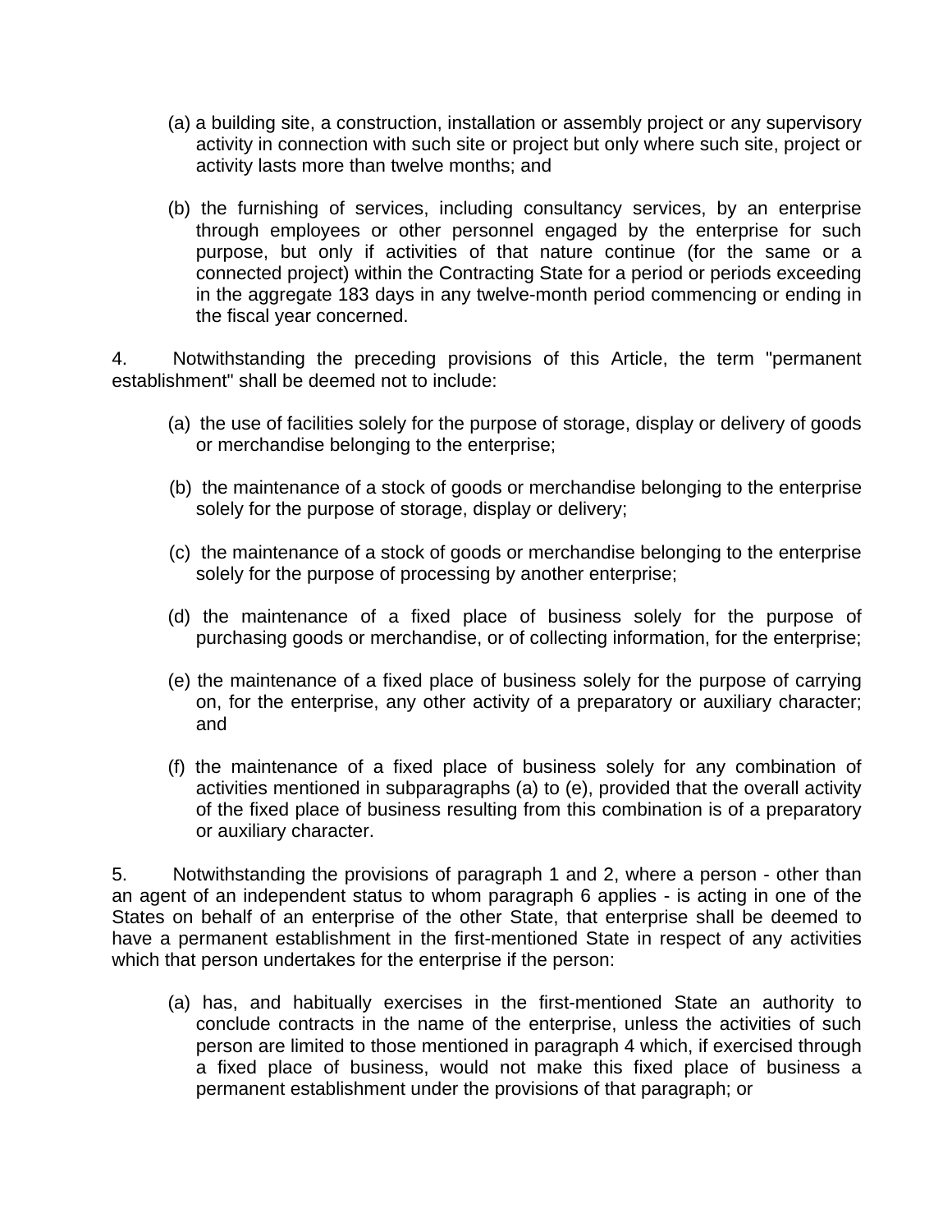(a) a building site, a construction, installation or assembly project or any supervisory activity in connection with such site or project but only where such site, project or activity lasts more than twelve months; and

(b) the furnishing of services, including consultancy services, by an enterprise through employees or other personnel engaged by the enterprise for such purpose, but only if activities of that nature continue (for the same or a connected project) within the Contracting State for a period or periods exceeding in the aggregate 183 days in any twelve-month period commencing or ending in the fiscal year concerned.

4. Notwithstanding the preceding provisions of this Article, the term "permanent establishment" shall be deemed not to include:

(a) the use of facilities solely for the purpose of storage, display or delivery of goods or merchandise belonging to the enterprise;

(b) the maintenance of a stock of goods or merchandise belonging to the enterprise solely for the purpose of storage, display or delivery;

(c) the maintenance of a stock of goods or merchandise belonging to the enterprise solely for the purpose of processing by another enterprise;

(d) the maintenance of a fixed place of business solely for the purpose of purchasing goods or merchandise, or of collecting information, for the enterprise;

(e) the maintenance of a fixed place of business solely for the purpose of carrying on, for the enterprise, any other activity of a preparatory or auxiliary character; and

(f) the maintenance of a fixed place of business solely for any combination of activities mentioned in subparagraphs (a) to (e), provided that the overall activity of the fixed place of business resulting from this combination is of a preparatory or auxiliary character.

5. Notwithstanding the provisions of paragraph 1 and 2, where a person - other than an agent of an independent status to whom paragraph 6 applies - is acting in one of the States on behalf of an enterprise of the other State, that enterprise shall be deemed to have a permanent establishment in the first-mentioned State in respect of any activities which that person undertakes for the enterprise if the person:

(a) has, and habitually exercises in the first-mentioned State an authority to conclude contracts in the name of the enterprise, unless the activities of such person are limited to those mentioned in paragraph 4 which, if exercised through a fixed place of business, would not make this fixed place of business a permanent establishment under the provisions of that paragraph; or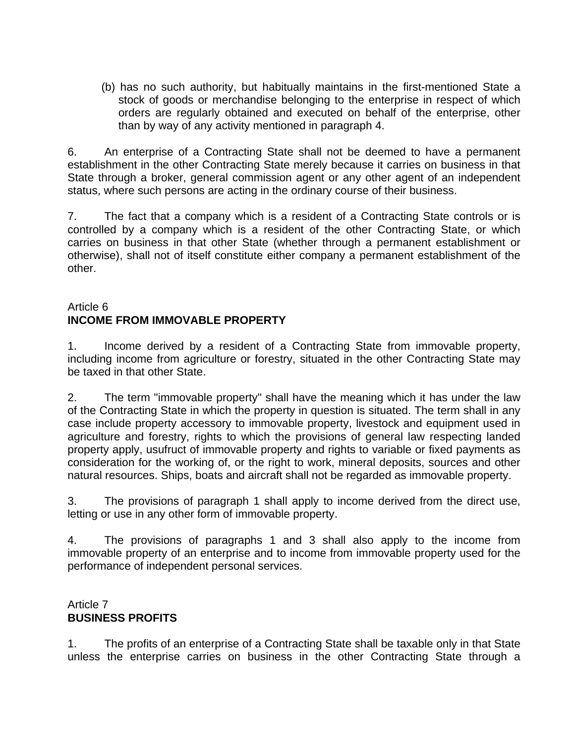(b) has no such authority, but habitually maintains in the first-mentioned State a stock of goods or merchandise belonging to the enterprise in respect of which orders are regularly obtained and executed on behalf of the enterprise, other than by way of any activity mentioned in paragraph 4.

6. An enterprise of a Contracting State shall not be deemed to have a permanent establishment in the other Contracting State merely because it carries on business in that State through a broker, general commission agent or any other agent of an independent status, where such persons are acting in the ordinary course of their business.

7. The fact that a company which is a resident of a Contracting State controls or is controlled by a company which is a resident of the other Contracting State, or which carries on business in that other State (whether through a permanent establishment or otherwise), shall not of itself constitute either company a permanent establishment of the other.

## Article 6
## **INCOME FROM IMMOVABLE PROPERTY**

1. Income derived by a resident of a Contracting State from immovable property, including income from agriculture or forestry, situated in the other Contracting State may be taxed in that other State.

2. The term "immovable property" shall have the meaning which it has under the law of the Contracting State in which the property in question is situated. The term shall in any case include property accessory to immovable property, livestock and equipment used in agriculture and forestry, rights to which the provisions of general law respecting landed property apply, usufruct of immovable property and rights to variable or fixed payments as consideration for the working of, or the right to work, mineral deposits, sources and other natural resources. Ships, boats and aircraft shall not be regarded as immovable property.

3. The provisions of paragraph 1 shall apply to income derived from the direct use, letting or use in any other form of immovable property.

4. The provisions of paragraphs 1 and 3 shall also apply to the income from immovable property of an enterprise and to income from immovable property used for the performance of independent personal services.

## Article 7
## **BUSINESS PROFITS**

1. The profits of an enterprise of a Contracting State shall be taxable only in that State unless the enterprise carries on business in the other Contracting State through a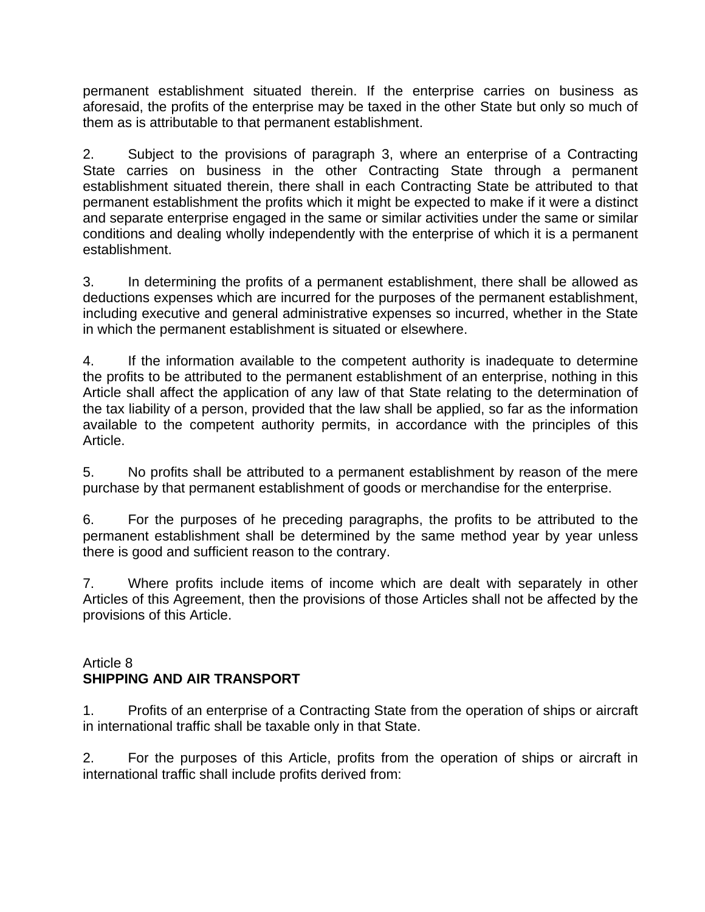permanent establishment situated therein. If the enterprise carries on business as aforesaid, the profits of the enterprise may be taxed in the other State but only so much of them as is attributable to that permanent establishment.

2. Subject to the provisions of paragraph 3, where an enterprise of a Contracting State carries on business in the other Contracting State through a permanent establishment situated therein, there shall in each Contracting State be attributed to that permanent establishment the profits which it might be expected to make if it were a distinct and separate enterprise engaged in the same or similar activities under the same or similar conditions and dealing wholly independently with the enterprise of which it is a permanent establishment.

3. In determining the profits of a permanent establishment, there shall be allowed as deductions expenses which are incurred for the purposes of the permanent establishment, including executive and general administrative expenses so incurred, whether in the State in which the permanent establishment is situated or elsewhere.

4. If the information available to the competent authority is inadequate to determine the profits to be attributed to the permanent establishment of an enterprise, nothing in this Article shall affect the application of any law of that State relating to the determination of the tax liability of a person, provided that the law shall be applied, so far as the information available to the competent authority permits, in accordance with the principles of this Article.

5. No profits shall be attributed to a permanent establishment by reason of the mere purchase by that permanent establishment of goods or merchandise for the enterprise.

6. For the purposes of he preceding paragraphs, the profits to be attributed to the permanent establishment shall be determined by the same method year by year unless there is good and sufficient reason to the contrary.

7. Where profits include items of income which are dealt with separately in other Articles of this Agreement, then the provisions of those Articles shall not be affected by the provisions of this Article.

Article 8
**SHIPPING AND AIR TRANSPORT**

1. Profits of an enterprise of a Contracting State from the operation of ships or aircraft in international traffic shall be taxable only in that State.

2. For the purposes of this Article, profits from the operation of ships or aircraft in international traffic shall include profits derived from: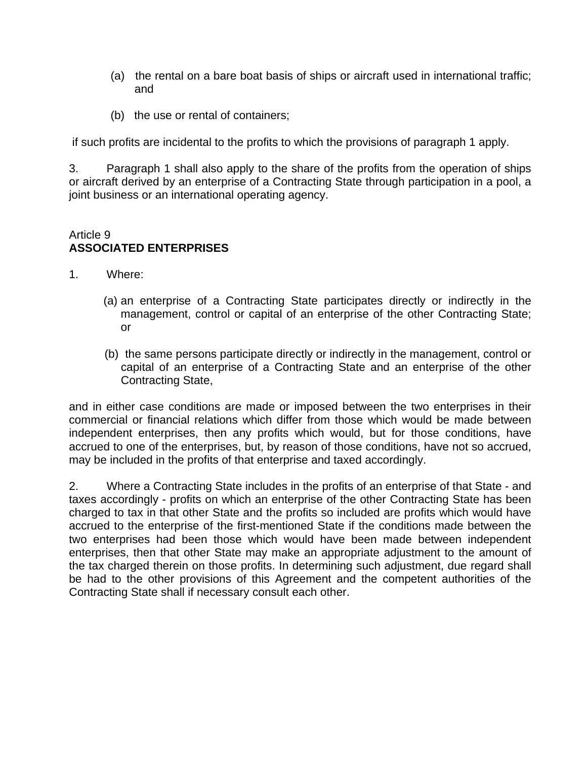(a) the rental on a bare boat basis of ships or aircraft used in international traffic; and

(b) the use or rental of containers;

if such profits are incidental to the profits to which the provisions of paragraph 1 apply.

3. Paragraph 1 shall also apply to the share of the profits from the operation of ships or aircraft derived by an enterprise of a Contracting State through participation in a pool, a joint business or an international operating agency.

Article 9
**ASSOCIATED ENTERPRISES**

1. Where:

(a) an enterprise of a Contracting State participates directly or indirectly in the management, control or capital of an enterprise of the other Contracting State; or

(b) the same persons participate directly or indirectly in the management, control or capital of an enterprise of a Contracting State and an enterprise of the other Contracting State,

and in either case conditions are made or imposed between the two enterprises in their commercial or financial relations which differ from those which would be made between independent enterprises, then any profits which would, but for those conditions, have accrued to one of the enterprises, but, by reason of those conditions, have not so accrued, may be included in the profits of that enterprise and taxed accordingly.

2. Where a Contracting State includes in the profits of an enterprise of that State - and taxes accordingly - profits on which an enterprise of the other Contracting State has been charged to tax in that other State and the profits so included are profits which would have accrued to the enterprise of the first-mentioned State if the conditions made between the two enterprises had been those which would have been made between independent enterprises, then that other State may make an appropriate adjustment to the amount of the tax charged therein on those profits. In determining such adjustment, due regard shall be had to the other provisions of this Agreement and the competent authorities of the Contracting State shall if necessary consult each other.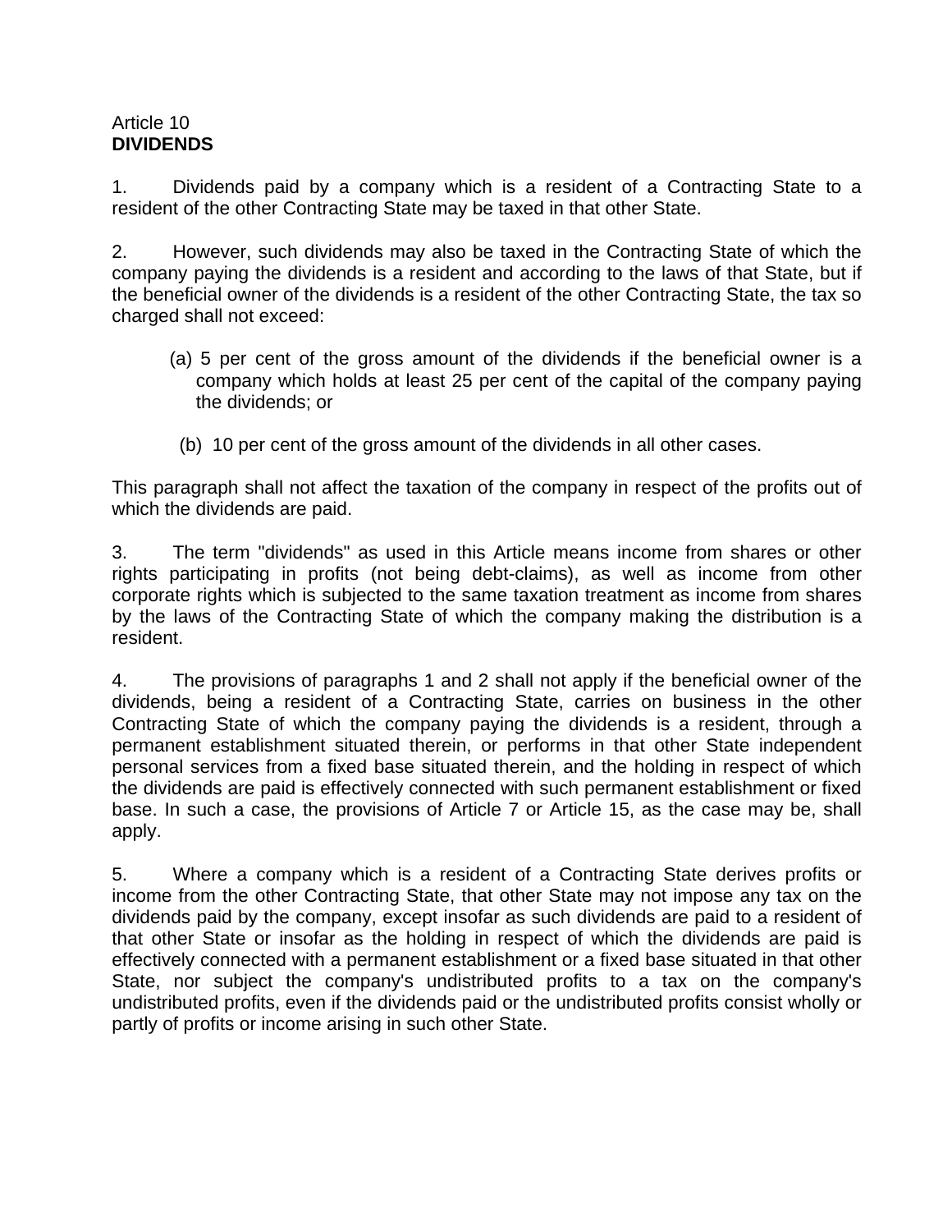Article 10
**DIVIDENDS**

1. Dividends paid by a company which is a resident of a Contracting State to a resident of the other Contracting State may be taxed in that other State.

2. However, such dividends may also be taxed in the Contracting State of which the company paying the dividends is a resident and according to the laws of that State, but if the beneficial owner of the dividends is a resident of the other Contracting State, the tax so charged shall not exceed:

   (a) 5 per cent of the gross amount of the dividends if the beneficial owner is a company which holds at least 25 per cent of the capital of the company paying the dividends; or

   (b) 10 per cent of the gross amount of the dividends in all other cases.

This paragraph shall not affect the taxation of the company in respect of the profits out of which the dividends are paid.

3. The term "dividends" as used in this Article means income from shares or other rights participating in profits (not being debt-claims), as well as income from other corporate rights which is subjected to the same taxation treatment as income from shares by the laws of the Contracting State of which the company making the distribution is a resident.

4. The provisions of paragraphs 1 and 2 shall not apply if the beneficial owner of the dividends, being a resident of a Contracting State, carries on business in the other Contracting State of which the company paying the dividends is a resident, through a permanent establishment situated therein, or performs in that other State independent personal services from a fixed base situated therein, and the holding in respect of which the dividends are paid is effectively connected with such permanent establishment or fixed base. In such a case, the provisions of Article 7 or Article 15, as the case may be, shall apply.

5. Where a company which is a resident of a Contracting State derives profits or income from the other Contracting State, that other State may not impose any tax on the dividends paid by the company, except insofar as such dividends are paid to a resident of that other State or insofar as the holding in respect of which the dividends are paid is effectively connected with a permanent establishment or a fixed base situated in that other State, nor subject the company's undistributed profits to a tax on the company's undistributed profits, even if the dividends paid or the undistributed profits consist wholly or partly of profits or income arising in such other State.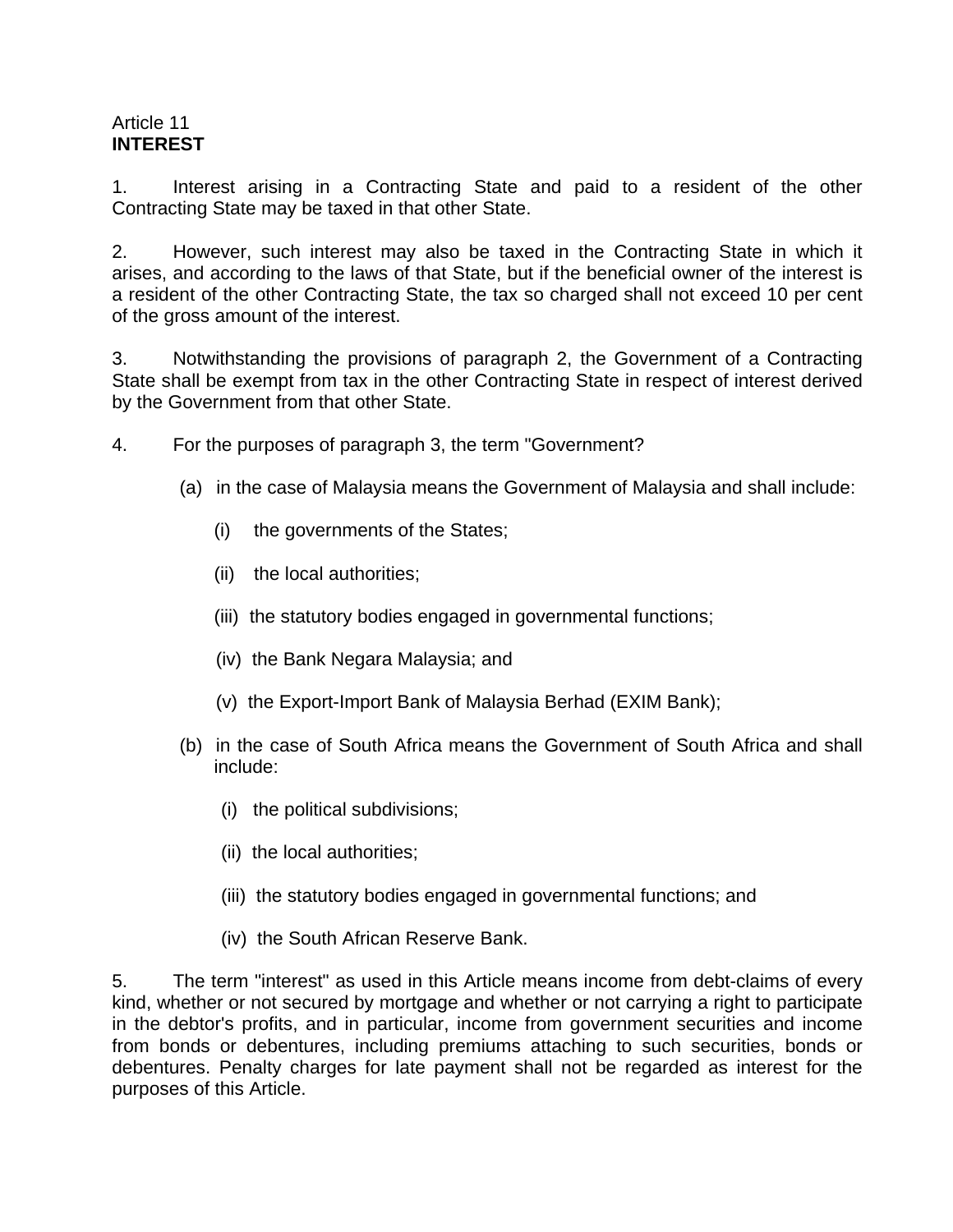Article 11
**INTEREST**

1. Interest arising in a Contracting State and paid to a resident of the other Contracting State may be taxed in that other State.

2. However, such interest may also be taxed in the Contracting State in which it arises, and according to the laws of that State, but if the beneficial owner of the interest is a resident of the other Contracting State, the tax so charged shall not exceed 10 per cent of the gross amount of the interest.

3. Notwithstanding the provisions of paragraph 2, the Government of a Contracting State shall be exempt from tax in the other Contracting State in respect of interest derived by the Government from that other State.

4. For the purposes of paragraph 3, the term "Government?

   (a) in the case of Malaysia means the Government of Malaysia and shall include:

      (i) the governments of the States;

      (ii) the local authorities;

      (iii) the statutory bodies engaged in governmental functions;

      (iv) the Bank Negara Malaysia; and

      (v) the Export-Import Bank of Malaysia Berhad (EXIM Bank);

   (b) in the case of South Africa means the Government of South Africa and shall include:

      (i) the political subdivisions;

      (ii) the local authorities;

      (iii) the statutory bodies engaged in governmental functions; and

      (iv) the South African Reserve Bank.

5. The term "interest" as used in this Article means income from debt-claims of every kind, whether or not secured by mortgage and whether or not carrying a right to participate in the debtor's profits, and in particular, income from government securities and income from bonds or debentures, including premiums attaching to such securities, bonds or debentures. Penalty charges for late payment shall not be regarded as interest for the purposes of this Article.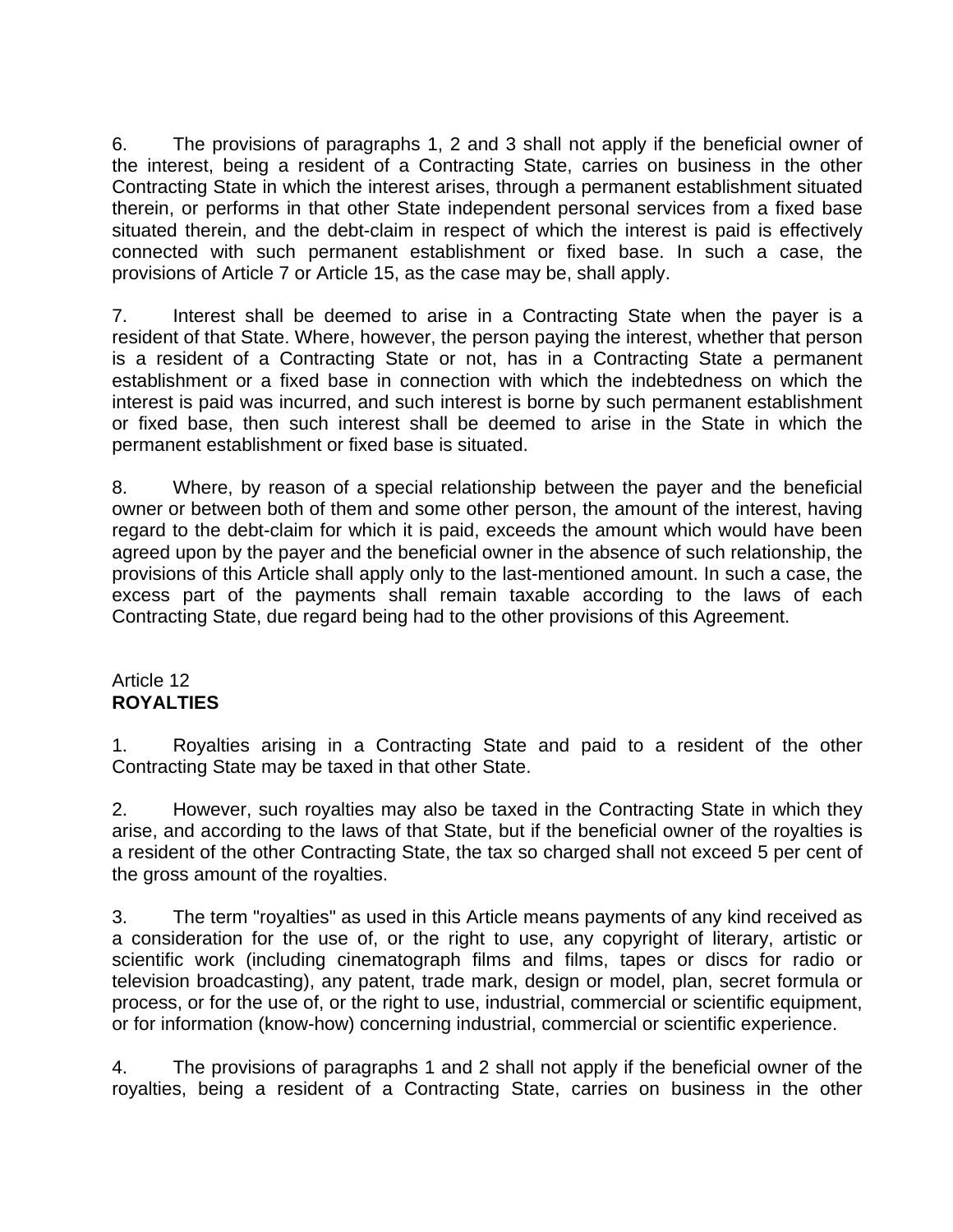6. The provisions of paragraphs 1, 2 and 3 shall not apply if the beneficial owner of the interest, being a resident of a Contracting State, carries on business in the other Contracting State in which the interest arises, through a permanent establishment situated therein, or performs in that other State independent personal services from a fixed base situated therein, and the debt-claim in respect of which the interest is paid is effectively connected with such permanent establishment or fixed base. In such a case, the provisions of Article 7 or Article 15, as the case may be, shall apply.

7. Interest shall be deemed to arise in a Contracting State when the payer is a resident of that State. Where, however, the person paying the interest, whether that person is a resident of a Contracting State or not, has in a Contracting State a permanent establishment or a fixed base in connection with which the indebtedness on which the interest is paid was incurred, and such interest is borne by such permanent establishment or fixed base, then such interest shall be deemed to arise in the State in which the permanent establishment or fixed base is situated.

8. Where, by reason of a special relationship between the payer and the beneficial owner or between both of them and some other person, the amount of the interest, having regard to the debt-claim for which it is paid, exceeds the amount which would have been agreed upon by the payer and the beneficial owner in the absence of such relationship, the provisions of this Article shall apply only to the last-mentioned amount. In such a case, the excess part of the payments shall remain taxable according to the laws of each Contracting State, due regard being had to the other provisions of this Agreement.

## Article 12
**ROYALTIES**

1. Royalties arising in a Contracting State and paid to a resident of the other Contracting State may be taxed in that other State.

2. However, such royalties may also be taxed in the Contracting State in which they arise, and according to the laws of that State, but if the beneficial owner of the royalties is a resident of the other Contracting State, the tax so charged shall not exceed 5 per cent of the gross amount of the royalties.

3. The term "royalties" as used in this Article means payments of any kind received as a consideration for the use of, or the right to use, any copyright of literary, artistic or scientific work (including cinematograph films and films, tapes or discs for radio or television broadcasting), any patent, trade mark, design or model, plan, secret formula or process, or for the use of, or the right to use, industrial, commercial or scientific equipment, or for information (know-how) concerning industrial, commercial or scientific experience.

4. The provisions of paragraphs 1 and 2 shall not apply if the beneficial owner of the royalties, being a resident of a Contracting State, carries on business in the other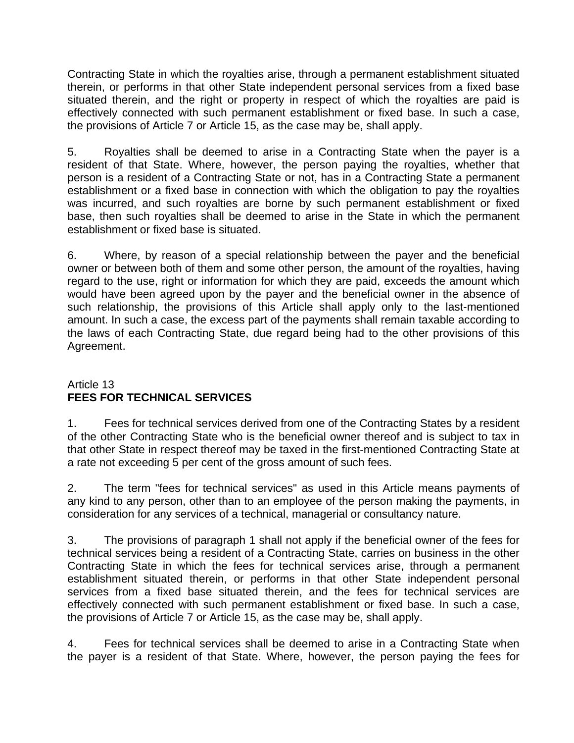Contracting State in which the royalties arise, through a permanent establishment situated therein, or performs in that other State independent personal services from a fixed base situated therein, and the right or property in respect of which the royalties are paid is effectively connected with such permanent establishment or fixed base. In such a case, the provisions of Article 7 or Article 15, as the case may be, shall apply.

5. Royalties shall be deemed to arise in a Contracting State when the payer is a resident of that State. Where, however, the person paying the royalties, whether that person is a resident of a Contracting State or not, has in a Contracting State a permanent establishment or a fixed base in connection with which the obligation to pay the royalties was incurred, and such royalties are borne by such permanent establishment or fixed base, then such royalties shall be deemed to arise in the State in which the permanent establishment or fixed base is situated.

6. Where, by reason of a special relationship between the payer and the beneficial owner or between both of them and some other person, the amount of the royalties, having regard to the use, right or information for which they are paid, exceeds the amount which would have been agreed upon by the payer and the beneficial owner in the absence of such relationship, the provisions of this Article shall apply only to the last-mentioned amount. In such a case, the excess part of the payments shall remain taxable according to the laws of each Contracting State, due regard being had to the other provisions of this Agreement.

## Article 13
## FEES FOR TECHNICAL SERVICES

1. Fees for technical services derived from one of the Contracting States by a resident of the other Contracting State who is the beneficial owner thereof and is subject to tax in that other State in respect thereof may be taxed in the first-mentioned Contracting State at a rate not exceeding 5 per cent of the gross amount of such fees.

2. The term "fees for technical services" as used in this Article means payments of any kind to any person, other than to an employee of the person making the payments, in consideration for any services of a technical, managerial or consultancy nature.

3. The provisions of paragraph 1 shall not apply if the beneficial owner of the fees for technical services being a resident of a Contracting State, carries on business in the other Contracting State in which the fees for technical services arise, through a permanent establishment situated therein, or performs in that other State independent personal services from a fixed base situated therein, and the fees for technical services are effectively connected with such permanent establishment or fixed base. In such a case, the provisions of Article 7 or Article 15, as the case may be, shall apply.

4. Fees for technical services shall be deemed to arise in a Contracting State when the payer is a resident of that State. Where, however, the person paying the fees for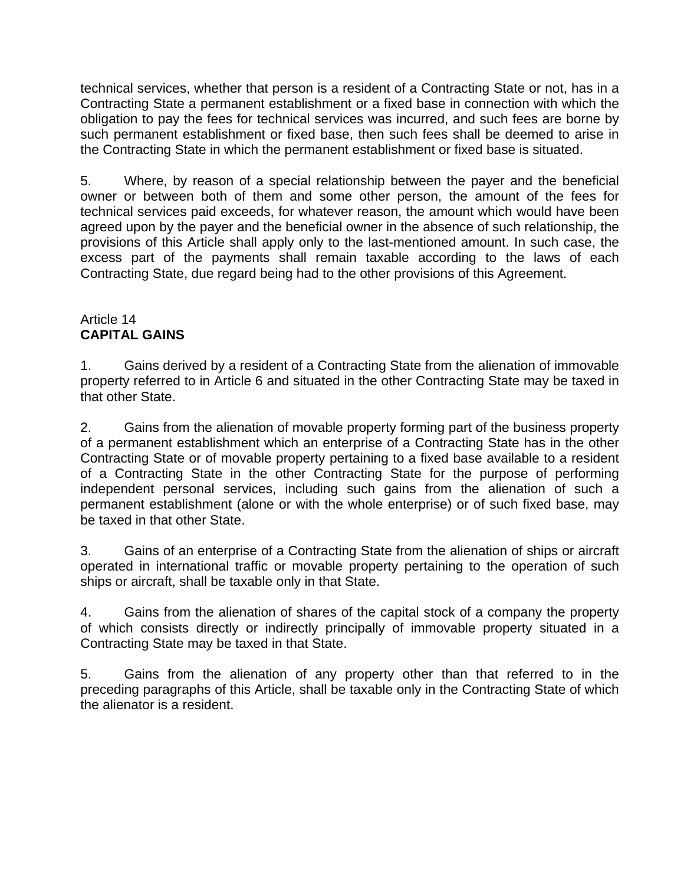technical services, whether that person is a resident of a Contracting State or not, has in a Contracting State a permanent establishment or a fixed base in connection with which the obligation to pay the fees for technical services was incurred, and such fees are borne by such permanent establishment or fixed base, then such fees shall be deemed to arise in the Contracting State in which the permanent establishment or fixed base is situated.

5. Where, by reason of a special relationship between the payer and the beneficial owner or between both of them and some other person, the amount of the fees for technical services paid exceeds, for whatever reason, the amount which would have been agreed upon by the payer and the beneficial owner in the absence of such relationship, the provisions of this Article shall apply only to the last-mentioned amount. In such case, the excess part of the payments shall remain taxable according to the laws of each Contracting State, due regard being had to the other provisions of this Agreement.

Article 14
**CAPITAL GAINS**

1. Gains derived by a resident of a Contracting State from the alienation of immovable property referred to in Article 6 and situated in the other Contracting State may be taxed in that other State.

2. Gains from the alienation of movable property forming part of the business property of a permanent establishment which an enterprise of a Contracting State has in the other Contracting State or of movable property pertaining to a fixed base available to a resident of a Contracting State in the other Contracting State for the purpose of performing independent personal services, including such gains from the alienation of such a permanent establishment (alone or with the whole enterprise) or of such fixed base, may be taxed in that other State.

3. Gains of an enterprise of a Contracting State from the alienation of ships or aircraft operated in international traffic or movable property pertaining to the operation of such ships or aircraft, shall be taxable only in that State.

4. Gains from the alienation of shares of the capital stock of a company the property of which consists directly or indirectly principally of immovable property situated in a Contracting State may be taxed in that State.

5. Gains from the alienation of any property other than that referred to in the preceding paragraphs of this Article, shall be taxable only in the Contracting State of which the alienator is a resident.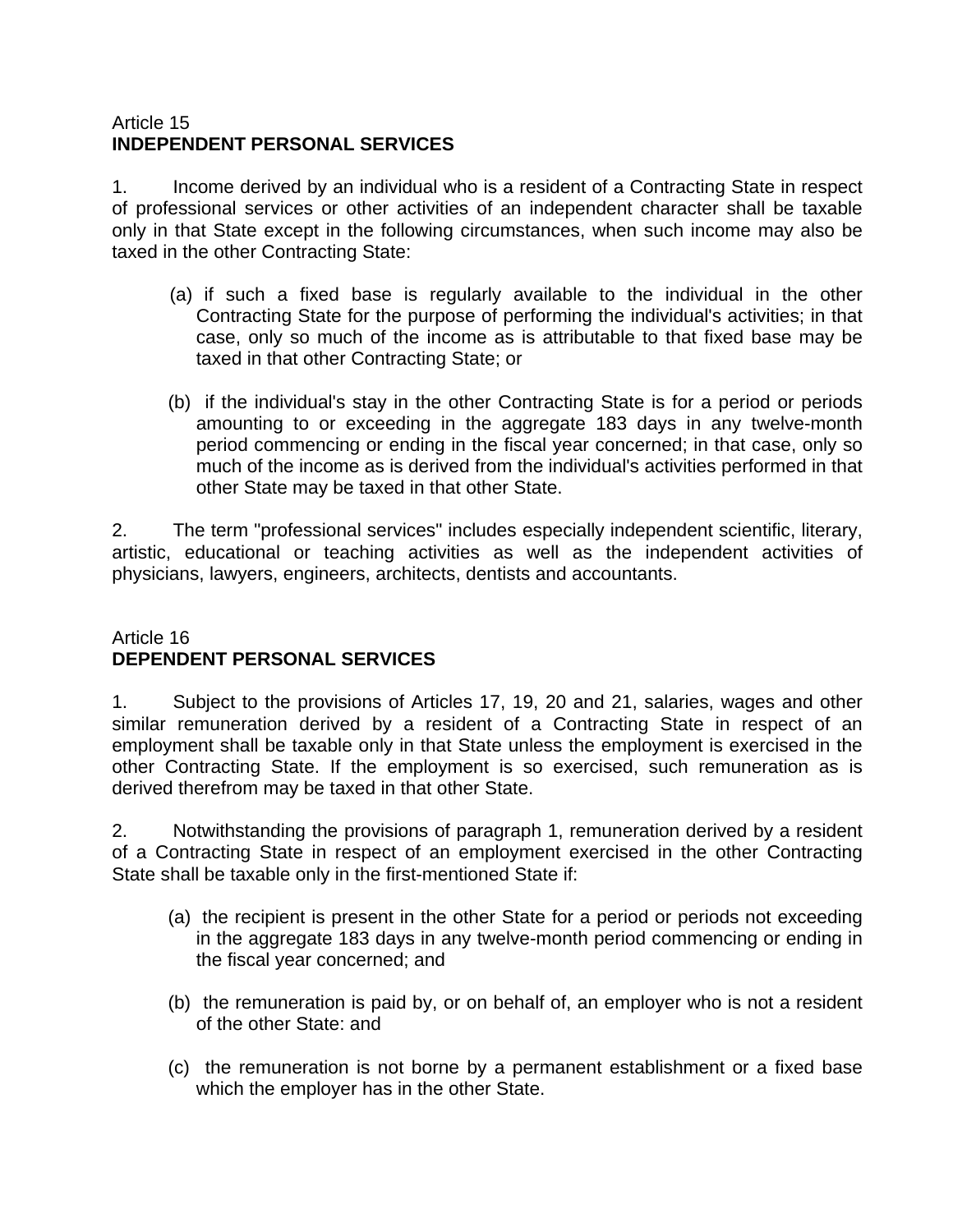Article 15
**INDEPENDENT PERSONAL SERVICES**

1. Income derived by an individual who is a resident of a Contracting State in respect of professional services or other activities of an independent character shall be taxable only in that State except in the following circumstances, when such income may also be taxed in the other Contracting State:

(a) if such a fixed base is regularly available to the individual in the other Contracting State for the purpose of performing the individual's activities; in that case, only so much of the income as is attributable to that fixed base may be taxed in that other Contracting State; or

(b) if the individual's stay in the other Contracting State is for a period or periods amounting to or exceeding in the aggregate 183 days in any twelve-month period commencing or ending in the fiscal year concerned; in that case, only so much of the income as is derived from the individual's activities performed in that other State may be taxed in that other State.

2. The term "professional services" includes especially independent scientific, literary, artistic, educational or teaching activities as well as the independent activities of physicians, lawyers, engineers, architects, dentists and accountants.

Article 16
**DEPENDENT PERSONAL SERVICES**

1. Subject to the provisions of Articles 17, 19, 20 and 21, salaries, wages and other similar remuneration derived by a resident of a Contracting State in respect of an employment shall be taxable only in that State unless the employment is exercised in the other Contracting State. If the employment is so exercised, such remuneration as is derived therefrom may be taxed in that other State.

2. Notwithstanding the provisions of paragraph 1, remuneration derived by a resident of a Contracting State in respect of an employment exercised in the other Contracting State shall be taxable only in the first-mentioned State if:

(a) the recipient is present in the other State for a period or periods not exceeding in the aggregate 183 days in any twelve-month period commencing or ending in the fiscal year concerned; and

(b) the remuneration is paid by, or on behalf of, an employer who is not a resident of the other State: and

(c) the remuneration is not borne by a permanent establishment or a fixed base which the employer has in the other State.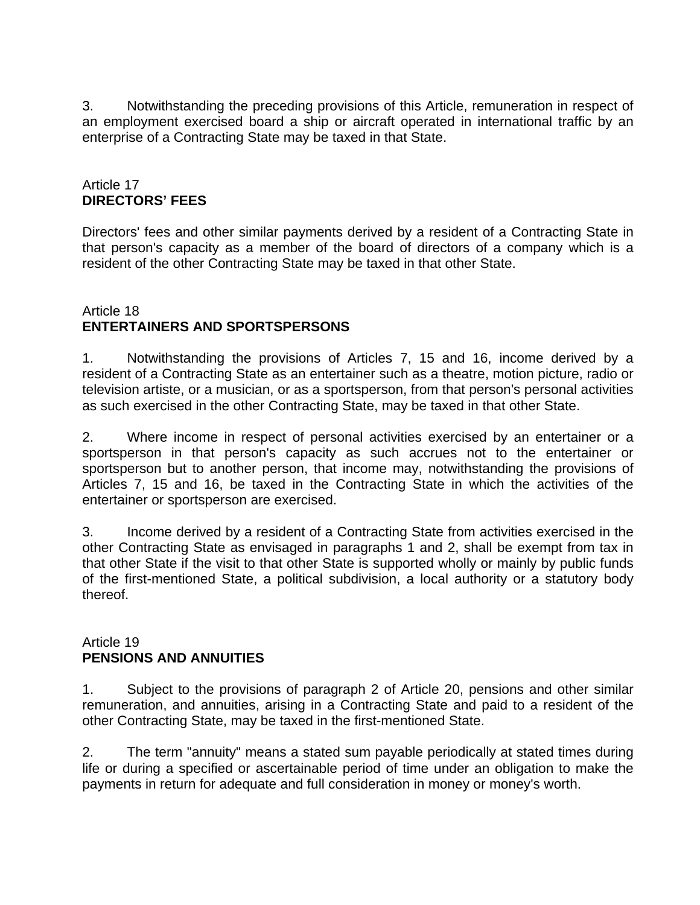3. Notwithstanding the preceding provisions of this Article, remuneration in respect of an employment exercised board a ship or aircraft operated in international traffic by an enterprise of a Contracting State may be taxed in that State.

Article 17
**DIRECTORS' FEES**

Directors' fees and other similar payments derived by a resident of a Contracting State in that person's capacity as a member of the board of directors of a company which is a resident of the other Contracting State may be taxed in that other State.

Article 18
**ENTERTAINERS AND SPORTSPERSONS**

1. Notwithstanding the provisions of Articles 7, 15 and 16, income derived by a resident of a Contracting State as an entertainer such as a theatre, motion picture, radio or television artiste, or a musician, or as a sportsperson, from that person's personal activities as such exercised in the other Contracting State, may be taxed in that other State.

2. Where income in respect of personal activities exercised by an entertainer or a sportsperson in that person's capacity as such accrues not to the entertainer or sportsperson but to another person, that income may, notwithstanding the provisions of Articles 7, 15 and 16, be taxed in the Contracting State in which the activities of the entertainer or sportsperson are exercised.

3. Income derived by a resident of a Contracting State from activities exercised in the other Contracting State as envisaged in paragraphs 1 and 2, shall be exempt from tax in that other State if the visit to that other State is supported wholly or mainly by public funds of the first-mentioned State, a political subdivision, a local authority or a statutory body thereof.

Article 19
**PENSIONS AND ANNUITIES**

1. Subject to the provisions of paragraph 2 of Article 20, pensions and other similar remuneration, and annuities, arising in a Contracting State and paid to a resident of the other Contracting State, may be taxed in the first-mentioned State.

2. The term "annuity" means a stated sum payable periodically at stated times during life or during a specified or ascertainable period of time under an obligation to make the payments in return for adequate and full consideration in money or money's worth.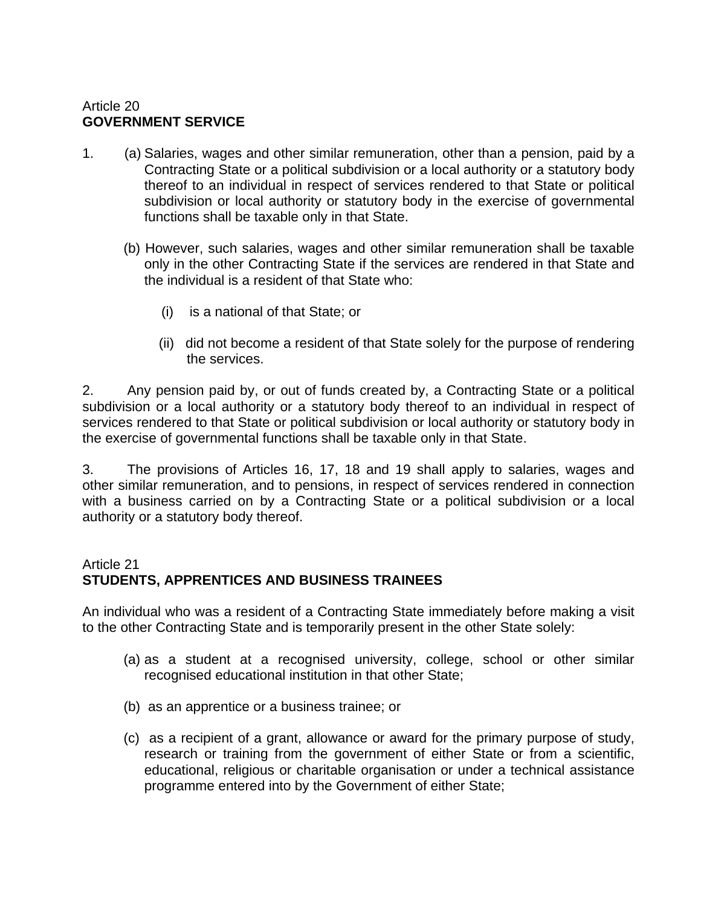Article 20
**GOVERNMENT SERVICE**

1. (a) Salaries, wages and other similar remuneration, other than a pension, paid by a Contracting State or a political subdivision or a local authority or a statutory body thereof to an individual in respect of services rendered to that State or political subdivision or local authority or statutory body in the exercise of governmental functions shall be taxable only in that State.

   (b) However, such salaries, wages and other similar remuneration shall be taxable only in the other Contracting State if the services are rendered in that State and the individual is a resident of that State who:

      (i) is a national of that State; or

      (ii) did not become a resident of that State solely for the purpose of rendering the services.

2. Any pension paid by, or out of funds created by, a Contracting State or a political subdivision or a local authority or a statutory body thereof to an individual in respect of services rendered to that State or political subdivision or local authority or statutory body in the exercise of governmental functions shall be taxable only in that State.

3. The provisions of Articles 16, 17, 18 and 19 shall apply to salaries, wages and other similar remuneration, and to pensions, in respect of services rendered in connection with a business carried on by a Contracting State or a political subdivision or a local authority or a statutory body thereof.

Article 21
**STUDENTS, APPRENTICES AND BUSINESS TRAINEES**

An individual who was a resident of a Contracting State immediately before making a visit to the other Contracting State and is temporarily present in the other State solely:

(a) as a student at a recognised university, college, school or other similar recognised educational institution in that other State;

(b) as an apprentice or a business trainee; or

(c) as a recipient of a grant, allowance or award for the primary purpose of study, research or training from the government of either State or from a scientific, educational, religious or charitable organisation or under a technical assistance programme entered into by the Government of either State;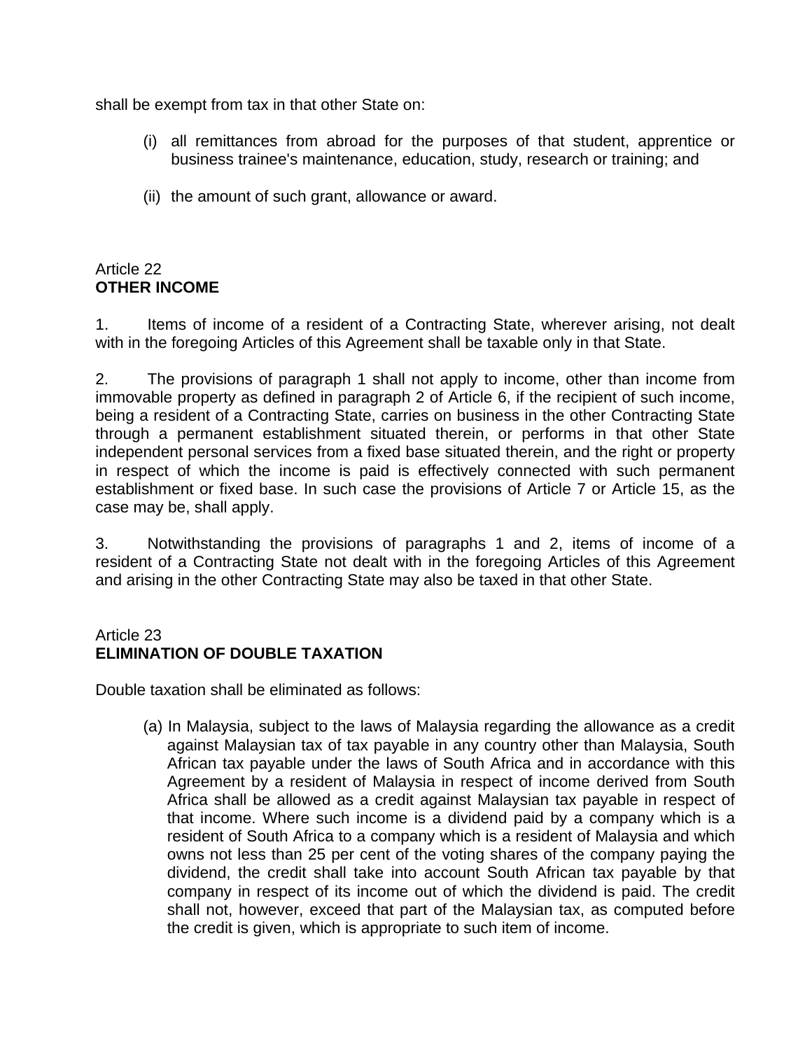shall be exempt from tax in that other State on:

(i) all remittances from abroad for the purposes of that student, apprentice or business trainee's maintenance, education, study, research or training; and

(ii) the amount of such grant, allowance or award.

Article 22
**OTHER INCOME**

1. Items of income of a resident of a Contracting State, wherever arising, not dealt with in the foregoing Articles of this Agreement shall be taxable only in that State.

2. The provisions of paragraph 1 shall not apply to income, other than income from immovable property as defined in paragraph 2 of Article 6, if the recipient of such income, being a resident of a Contracting State, carries on business in the other Contracting State through a permanent establishment situated therein, or performs in that other State independent personal services from a fixed base situated therein, and the right or property in respect of which the income is paid is effectively connected with such permanent establishment or fixed base. In such case the provisions of Article 7 or Article 15, as the case may be, shall apply.

3. Notwithstanding the provisions of paragraphs 1 and 2, items of income of a resident of a Contracting State not dealt with in the foregoing Articles of this Agreement and arising in the other Contracting State may also be taxed in that other State.

Article 23
**ELIMINATION OF DOUBLE TAXATION**

Double taxation shall be eliminated as follows:

(a) In Malaysia, subject to the laws of Malaysia regarding the allowance as a credit against Malaysian tax of tax payable in any country other than Malaysia, South African tax payable under the laws of South Africa and in accordance with this Agreement by a resident of Malaysia in respect of income derived from South Africa shall be allowed as a credit against Malaysian tax payable in respect of that income. Where such income is a dividend paid by a company which is a resident of South Africa to a company which is a resident of Malaysia and which owns not less than 25 per cent of the voting shares of the company paying the dividend, the credit shall take into account South African tax payable by that company in respect of its income out of which the dividend is paid. The credit shall not, however, exceed that part of the Malaysian tax, as computed before the credit is given, which is appropriate to such item of income.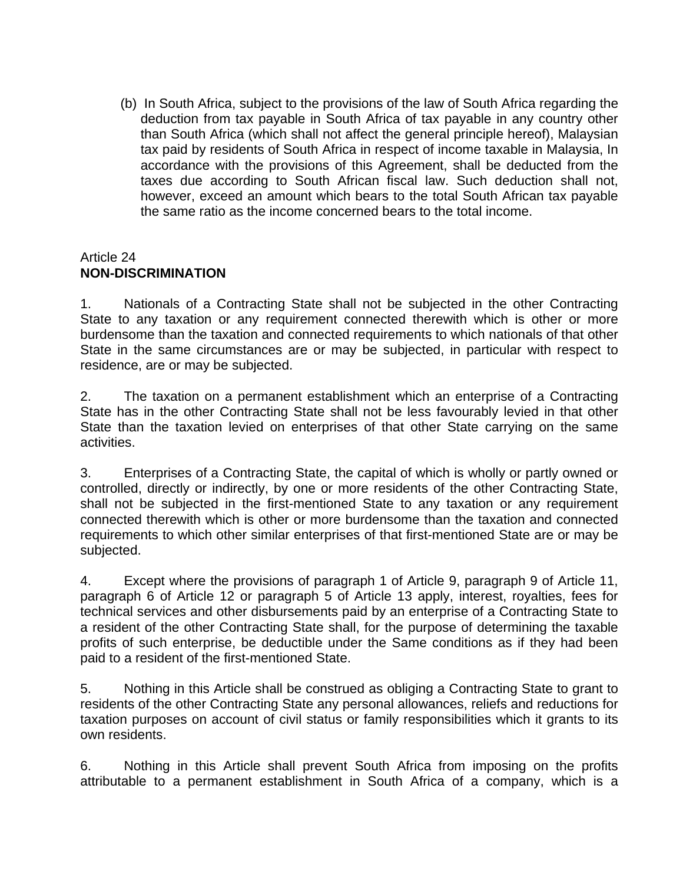(b) In South Africa, subject to the provisions of the law of South Africa regarding the deduction from tax payable in South Africa of tax payable in any country other than South Africa (which shall not affect the general principle hereof), Malaysian tax paid by residents of South Africa in respect of income taxable in Malaysia, In accordance with the provisions of this Agreement, shall be deducted from the taxes due according to South African fiscal law. Such deduction shall not, however, exceed an amount which bears to the total South African tax payable the same ratio as the income concerned bears to the total income.

Article 24
**NON-DISCRIMINATION**

1. Nationals of a Contracting State shall not be subjected in the other Contracting State to any taxation or any requirement connected therewith which is other or more burdensome than the taxation and connected requirements to which nationals of that other State in the same circumstances are or may be subjected, in particular with respect to residence, are or may be subjected.

2. The taxation on a permanent establishment which an enterprise of a Contracting State has in the other Contracting State shall not be less favourably levied in that other State than the taxation levied on enterprises of that other State carrying on the same activities.

3. Enterprises of a Contracting State, the capital of which is wholly or partly owned or controlled, directly or indirectly, by one or more residents of the other Contracting State, shall not be subjected in the first-mentioned State to any taxation or any requirement connected therewith which is other or more burdensome than the taxation and connected requirements to which other similar enterprises of that first-mentioned State are or may be subjected.

4. Except where the provisions of paragraph 1 of Article 9, paragraph 9 of Article 11, paragraph 6 of Article 12 or paragraph 5 of Article 13 apply, interest, royalties, fees for technical services and other disbursements paid by an enterprise of a Contracting State to a resident of the other Contracting State shall, for the purpose of determining the taxable profits of such enterprise, be deductible under the Same conditions as if they had been paid to a resident of the first-mentioned State.

5. Nothing in this Article shall be construed as obliging a Contracting State to grant to residents of the other Contracting State any personal allowances, reliefs and reductions for taxation purposes on account of civil status or family responsibilities which it grants to its own residents.

6. Nothing in this Article shall prevent South Africa from imposing on the profits attributable to a permanent establishment in South Africa of a company, which is a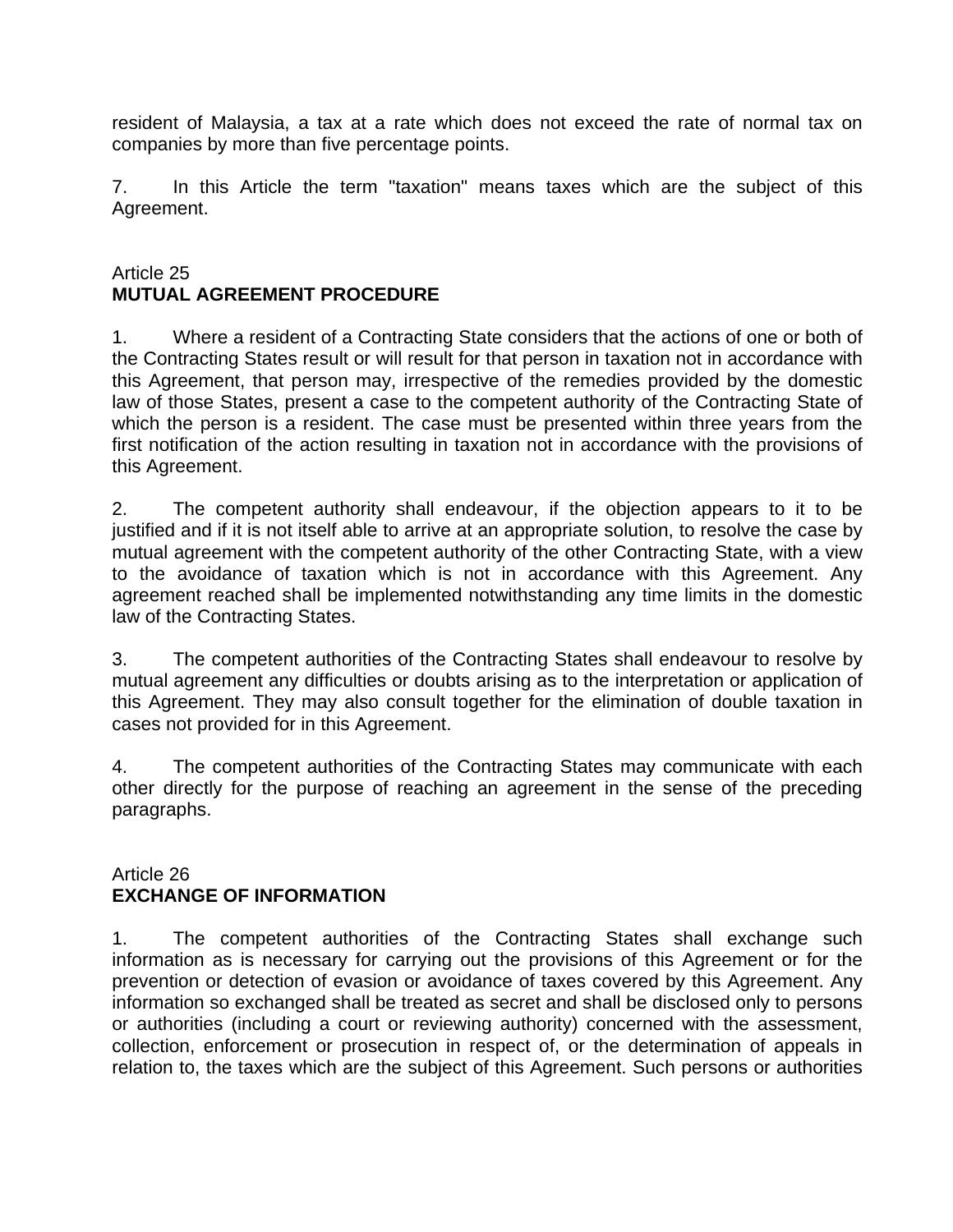resident of Malaysia, a tax at a rate which does not exceed the rate of normal tax on companies by more than five percentage points.

7. In this Article the term "taxation" means taxes which are the subject of this Agreement.

## Article 25
## MUTUAL AGREEMENT PROCEDURE

1. Where a resident of a Contracting State considers that the actions of one or both of the Contracting States result or will result for that person in taxation not in accordance with this Agreement, that person may, irrespective of the remedies provided by the domestic law of those States, present a case to the competent authority of the Contracting State of which the person is a resident. The case must be presented within three years from the first notification of the action resulting in taxation not in accordance with the provisions of this Agreement.

2. The competent authority shall endeavour, if the objection appears to it to be justified and if it is not itself able to arrive at an appropriate solution, to resolve the case by mutual agreement with the competent authority of the other Contracting State, with a view to the avoidance of taxation which is not in accordance with this Agreement. Any agreement reached shall be implemented notwithstanding any time limits in the domestic law of the Contracting States.

3. The competent authorities of the Contracting States shall endeavour to resolve by mutual agreement any difficulties or doubts arising as to the interpretation or application of this Agreement. They may also consult together for the elimination of double taxation in cases not provided for in this Agreement.

4. The competent authorities of the Contracting States may communicate with each other directly for the purpose of reaching an agreement in the sense of the preceding paragraphs.

## Article 26
## EXCHANGE OF INFORMATION

1. The competent authorities of the Contracting States shall exchange such information as is necessary for carrying out the provisions of this Agreement or for the prevention or detection of evasion or avoidance of taxes covered by this Agreement. Any information so exchanged shall be treated as secret and shall be disclosed only to persons or authorities (including a court or reviewing authority) concerned with the assessment, collection, enforcement or prosecution in respect of, or the determination of appeals in relation to, the taxes which are the subject of this Agreement. Such persons or authorities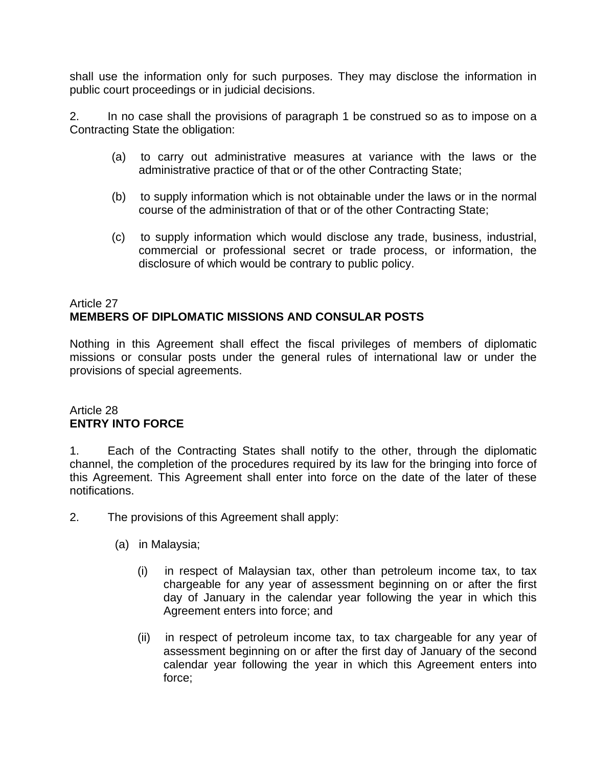shall use the information only for such purposes. They may disclose the information in public court proceedings or in judicial decisions.

2. In no case shall the provisions of paragraph 1 be construed so as to impose on a Contracting State the obligation:

(a) to carry out administrative measures at variance with the laws or the administrative practice of that or of the other Contracting State;

(b) to supply information which is not obtainable under the laws or in the normal course of the administration of that or of the other Contracting State;

(c) to supply information which would disclose any trade, business, industrial, commercial or professional secret or trade process, or information, the disclosure of which would be contrary to public policy.

Article 27
**MEMBERS OF DIPLOMATIC MISSIONS AND CONSULAR POSTS**

Nothing in this Agreement shall effect the fiscal privileges of members of diplomatic missions or consular posts under the general rules of international law or under the provisions of special agreements.

Article 28
**ENTRY INTO FORCE**

1. Each of the Contracting States shall notify to the other, through the diplomatic channel, the completion of the procedures required by its law for the bringing into force of this Agreement. This Agreement shall enter into force on the date of the later of these notifications.

2. The provisions of this Agreement shall apply:

(a) in Malaysia;

(i) in respect of Malaysian tax, other than petroleum income tax, to tax chargeable for any year of assessment beginning on or after the first day of January in the calendar year following the year in which this Agreement enters into force; and

(ii) in respect of petroleum income tax, to tax chargeable for any year of assessment beginning on or after the first day of January of the second calendar year following the year in which this Agreement enters into force;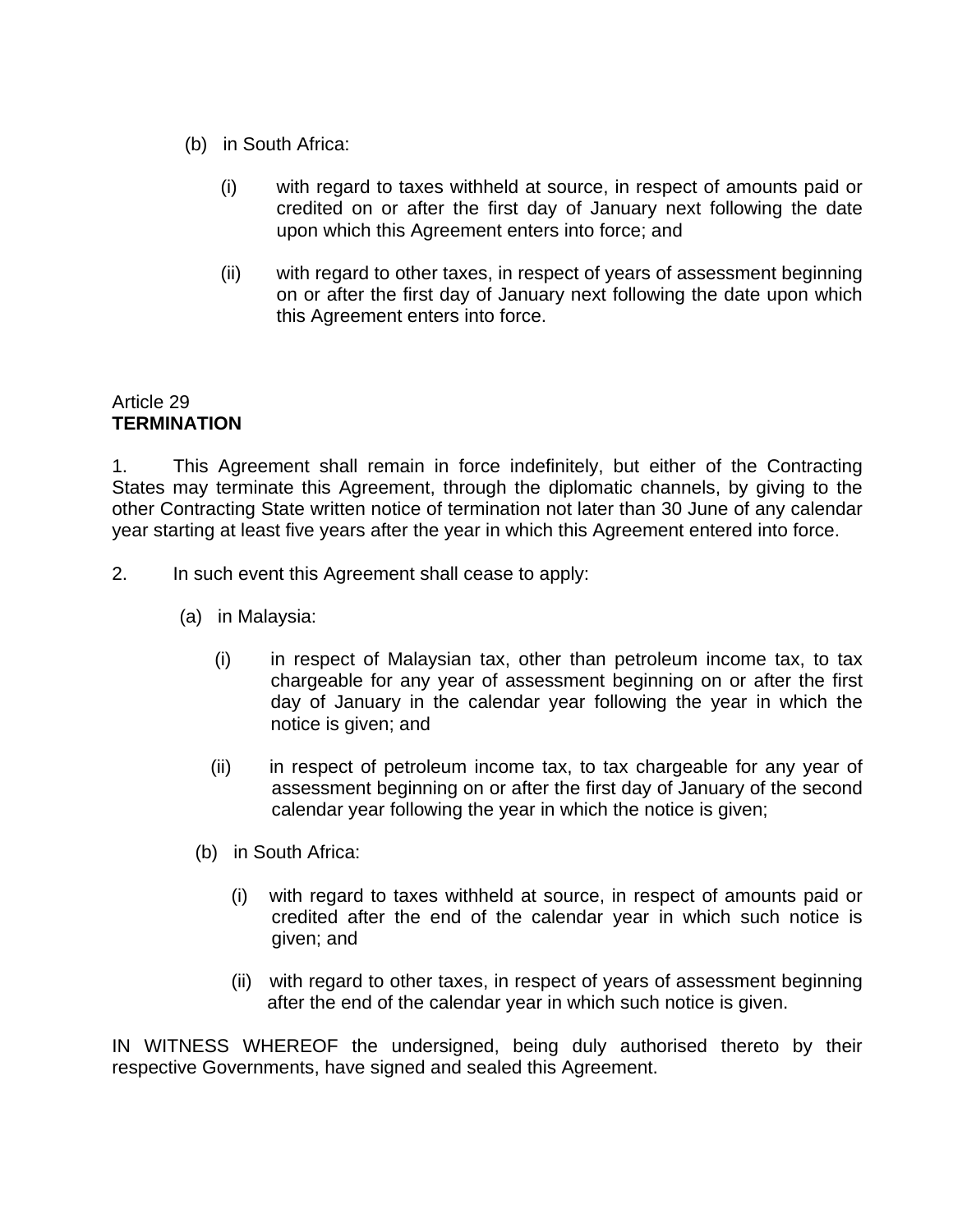(b) in South Africa:

(i) with regard to taxes withheld at source, in respect of amounts paid or credited on or after the first day of January next following the date upon which this Agreement enters into force; and

(ii) with regard to other taxes, in respect of years of assessment beginning on or after the first day of January next following the date upon which this Agreement enters into force.

Article 29
**TERMINATION**

1. This Agreement shall remain in force indefinitely, but either of the Contracting States may terminate this Agreement, through the diplomatic channels, by giving to the other Contracting State written notice of termination not later than 30 June of any calendar year starting at least five years after the year in which this Agreement entered into force.

2. In such event this Agreement shall cease to apply:

(a) in Malaysia:

(i) in respect of Malaysian tax, other than petroleum income tax, to tax chargeable for any year of assessment beginning on or after the first day of January in the calendar year following the year in which the notice is given; and

(ii) in respect of petroleum income tax, to tax chargeable for any year of assessment beginning on or after the first day of January of the second calendar year following the year in which the notice is given;

(b) in South Africa:

(i) with regard to taxes withheld at source, in respect of amounts paid or credited after the end of the calendar year in which such notice is given; and

(ii) with regard to other taxes, in respect of years of assessment beginning after the end of the calendar year in which such notice is given.

IN WITNESS WHEREOF the undersigned, being duly authorised thereto by their respective Governments, have signed and sealed this Agreement.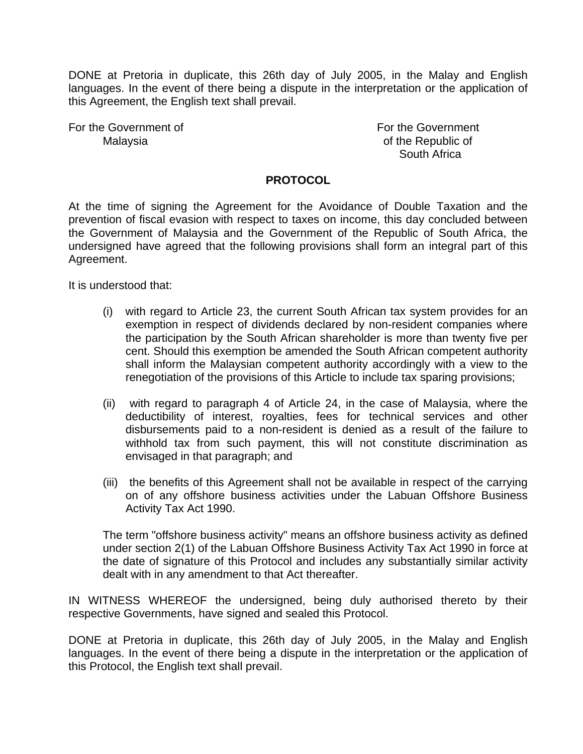DONE at Pretoria in duplicate, this 26th day of July 2005, in the Malay and English languages. In the event of there being a dispute in the interpretation or the application of this Agreement, the English text shall prevail.

| | |
|---|---|
| For the Government of Malaysia | For the Government of the Republic of South Africa |

**PROTOCOL**

At the time of signing the Agreement for the Avoidance of Double Taxation and the prevention of fiscal evasion with respect to taxes on income, this day concluded between the Government of Malaysia and the Government of the Republic of South Africa, the undersigned have agreed that the following provisions shall form an integral part of this Agreement.

It is understood that:

(i) with regard to Article 23, the current South African tax system provides for an exemption in respect of dividends declared by non-resident companies where the participation by the South African shareholder is more than twenty five per cent. Should this exemption be amended the South African competent authority shall inform the Malaysian competent authority accordingly with a view to the renegotiation of the provisions of this Article to include tax sparing provisions;

(ii) with regard to paragraph 4 of Article 24, in the case of Malaysia, where the deductibility of interest, royalties, fees for technical services and other disbursements paid to a non-resident is denied as a result of the failure to withhold tax from such payment, this will not constitute discrimination as envisaged in that paragraph; and

(iii) the benefits of this Agreement shall not be available in respect of the carrying on of any offshore business activities under the Labuan Offshore Business Activity Tax Act 1990.

The term "offshore business activity" means an offshore business activity as defined under section 2(1) of the Labuan Offshore Business Activity Tax Act 1990 in force at the date of signature of this Protocol and includes any substantially similar activity dealt with in any amendment to that Act thereafter.

IN WITNESS WHEREOF the undersigned, being duly authorised thereto by their respective Governments, have signed and sealed this Protocol.

DONE at Pretoria in duplicate, this 26th day of July 2005, in the Malay and English languages. In the event of there being a dispute in the interpretation or the application of this Protocol, the English text shall prevail.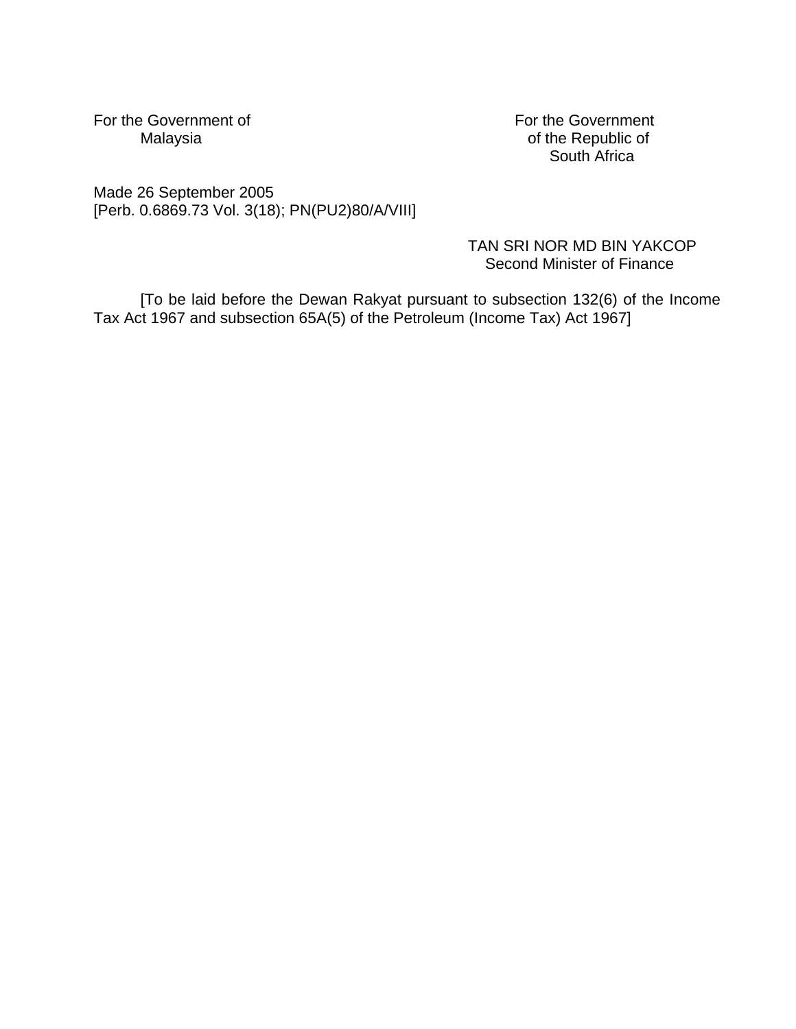| | |
|---|---|
| For the Government of Malaysia | For the Government of the Republic of South Africa |

Made 26 September 2005
[Perb. 0.6869.73 Vol. 3(18); PN(PU2)80/A/VIII]

TAN SRI NOR MD BIN YAKCOP
Second Minister of Finance

[To be laid before the Dewan Rakyat pursuant to subsection 132(6) of the Income Tax Act 1967 and subsection 65A(5) of the Petroleum (Income Tax) Act 1967]